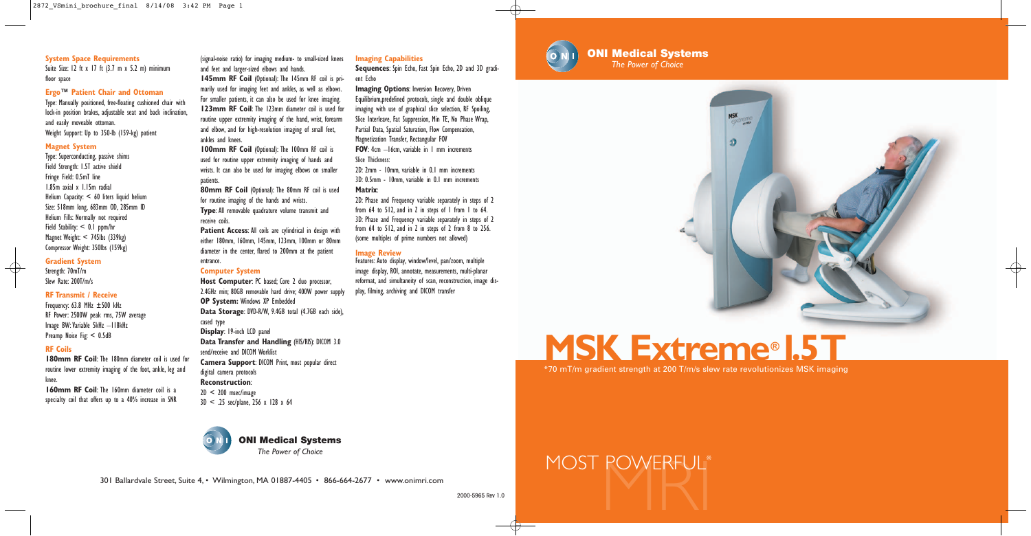### System Space Requirements

Suite Size: 12 ft x 17 ft (3.7 m x 5.2 m) minimum floor space

### Ergo™ Patient Chair and Ottoman

Type: Manually positioned, free-floating cushioned chair with lock-in position brakes, adjustable seat and back inclination, and easily moveable ottoman.
Weight Support: Up to 350-lb (159-kg) patient

### Magnet System

Type: Superconducting, passive shims
Field Strength: 1.5T active shield
Fringe Field: 0.5mT line
1.85m axial x 1.15m radial
Helium Capacity: < 60 liters liquid helium
Size: 518mm long, 683mm OD, 285mm ID
Helium Fills: Normally not required
Field Stability: < 0.1 ppm/hr
Magnet Weight: < 745lbs (339kg)
Compressor Weight: 350lbs (159kg)

### Gradient System

Strength: 70mT/m
Slew Rate: 200T/m/s

### RF Transmit / Receive

Frequency: 63.8 MHz ± 500 kHz
RF Power: 2500W peak rms, 75W average
Image BW: Variable 5kHz –118kHz
Preamp Noise Fig: < 0.5dB

### RF Coils

**180mm RF Coil**: The 180mm diameter coil is used for routine lower extremity imaging of the foot, ankle, leg and knee.

**160mm RF Coil**: The 160mm diameter coil is a specialty coil that offers up to a 40% increase in SNR (signal-noise ratio) for imaging medium- to small-sized knees and feet and larger-sized elbows and hands.

**145mm RF Coil** (Optional): The 145mm RF coil is primarily used for imaging feet and ankles, as well as elbows. For smaller patients, it can also be used for knee imaging.

**123mm RF Coil**: The 123mm diameter coil is used for routine upper extremity imaging of the hand, wrist, forearm and elbow, and for high-resolution imaging of small feet, ankles and knees.

**100mm RF Coil** (Optional): The 100mm RF coil is used for routine upper extremity imaging of hands and wrists. It can also be used for imaging elbows on smaller patients.

**80mm RF Coil** (Optional): The 80mm RF coil is used for routine imaging of the hands and wrists.

**Type**: All removable quadrature volume transmit and receive coils.

**Patient Access**: All coils are cylindrical in design with either 180mm, 160mm, 145mm, 123mm, 100mm or 80mm diameter in the center, flared to 200mm at the patient entrance.

### Computer System

**Host Computer**: PC based; Core 2 duo processor, 2.4GHz min; 80GB removable hard drive; 400W power supply

**OP System:** Windows XP Embedded

**Data Storage**: DVD-R/W, 9.4GB total (4.7GB each side), cased type

**Display**: 19-inch LCD panel

**Data Transfer and Handling** (HIS/RIS): DICOM 3.0 send/receive and DICOM Worklist

**Camera Support**: DICOM Print, most popular direct digital camera protocols

**Reconstruction**:
2D < 200 msec/image
3D < .25 sec/plane, 256 x 128 x 64

### Imaging Capabilities

**Sequences**: Spin Echo, Fast Spin Echo, 2D and 3D gradient Echo

**Imaging Options**: Inversion Recovery, Driven Equilibrium,predefined protocols, single and double oblique imaging with use of graphical slice selection, RF Spoiling, Slice Interleave, Fat Suppression, Min TE, No Phase Wrap, Partial Data, Spatial Saturation, Flow Compensation, Magnetization Transfer, Rectangular FOV

**FOV**: 4cm –16cm, variable in 1 mm increments

Slice Thickness:
2D: 2mm - 10mm, variable in 0.1 mm increments
3D: 0.5mm - 10mm, variable in 0.1 mm increments

**Matrix**:
2D: Phase and Frequency variable separately in steps of 2 from 64 to 512, and in Z in steps of 1 from 1 to 64.
3D: Phase and Frequency variable separately in steps of 2 from 64 to 512, and in Z in steps of 2 from 8 to 256. (some multiples of prime numbers not allowed)

### Image Review

Features: Auto display, window/level, pan/zoom, multiple image display, ROI, annotate, measurements, multi-planar reformat, and simultaneity of scan, reconstruction, image display, filming, archiving and DICOM transfer

**ONI Medical Systems**
*The Power of Choice*

301 Ballardvale Street, Suite 4, • Wilmington, MA 01887-4405 • 866-664-2677 • www.onimri.com

2000-5965 Rev 1.0

**ONI Medical Systems**
*The Power of Choice*

# MSK Extreme® 1.5T

*70 mT/m gradient strength at 200 T/m/s slew rate revolutionizes MSK imaging

MOST POWERFUL* MRI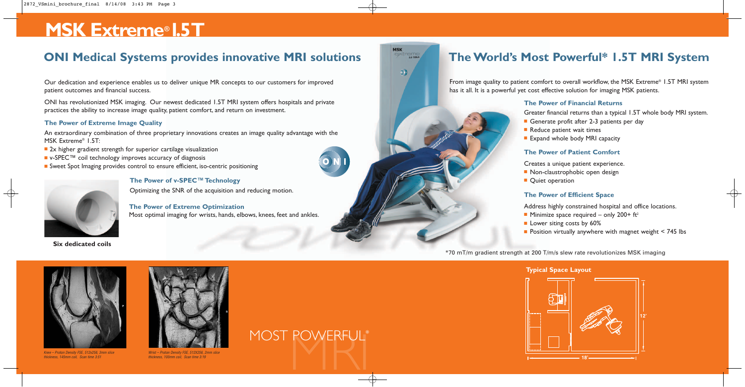# MSK Extreme® 1.5T

## ONI Medical Systems provides innovative MRI solutions

Our dedication and experience enables us to deliver unique MR concepts to our customers for improved patient outcomes and financial success.

ONI has revolutionized MSK imaging. Our newest dedicated 1.5T MRI system offers hospitals and private practices the ability to increase image quality, patient comfort, and return on investment.

### The Power of Extreme Image Quality

An extraordinary combination of three proprietary innovations creates an image quality advantage with the MSK Extreme® 1.5T:

- 2x higher gradient strength for superior cartilage visualization
- v-SPEC™ coil technology improves accuracy of diagnosis
- Sweet Spot Imaging provides control to ensure efficient, iso-centric positioning

### The Power of v-SPEC™ Technology

Optimizing the SNR of the acquisition and reducing motion.

### The Power of Extreme Optimization

Most optimal imaging for wrists, hands, elbows, knees, feet and ankles.

**Six dedicated coils**

*Knee – Proton Density FSE, 512x256, 3mm slice thickness, 145mm coil, Scan time 3:51*

*Wrist – Proton Density FSE, 512X256, 2mm slice thickness, 100mm coil, Scan time 3:19*

MOST POWERFUL* MRI

## The World's Most Powerful* 1.5T MRI System

From image quality to patient comfort to overall workflow, the MSK Extreme® 1.5T MRI system has it all. It is a powerful yet cost effective solution for imaging MSK patients.

### The Power of Financial Returns

Greater financial returns than a typical 1.5T whole body MRI system.

- Generate profit after 2-3 patients per day
- Reduce patient wait times
- Expand whole body MRI capacity

### The Power of Patient Comfort

Creates a unique patient experience.

- Non-claustrophobic open design
- Quiet operation

### The Power of Efficient Space

Address highly constrained hospital and office locations.

- Minimize space required – only 200+ ft²
- Lower siting costs by 60%
- Position virtually anywhere with magnet weight < 745 lbs

*70 mT/m gradient strength at 200 T/m/s slew rate revolutionizes MSK imaging

**Typical Space Layout**

12'

18'